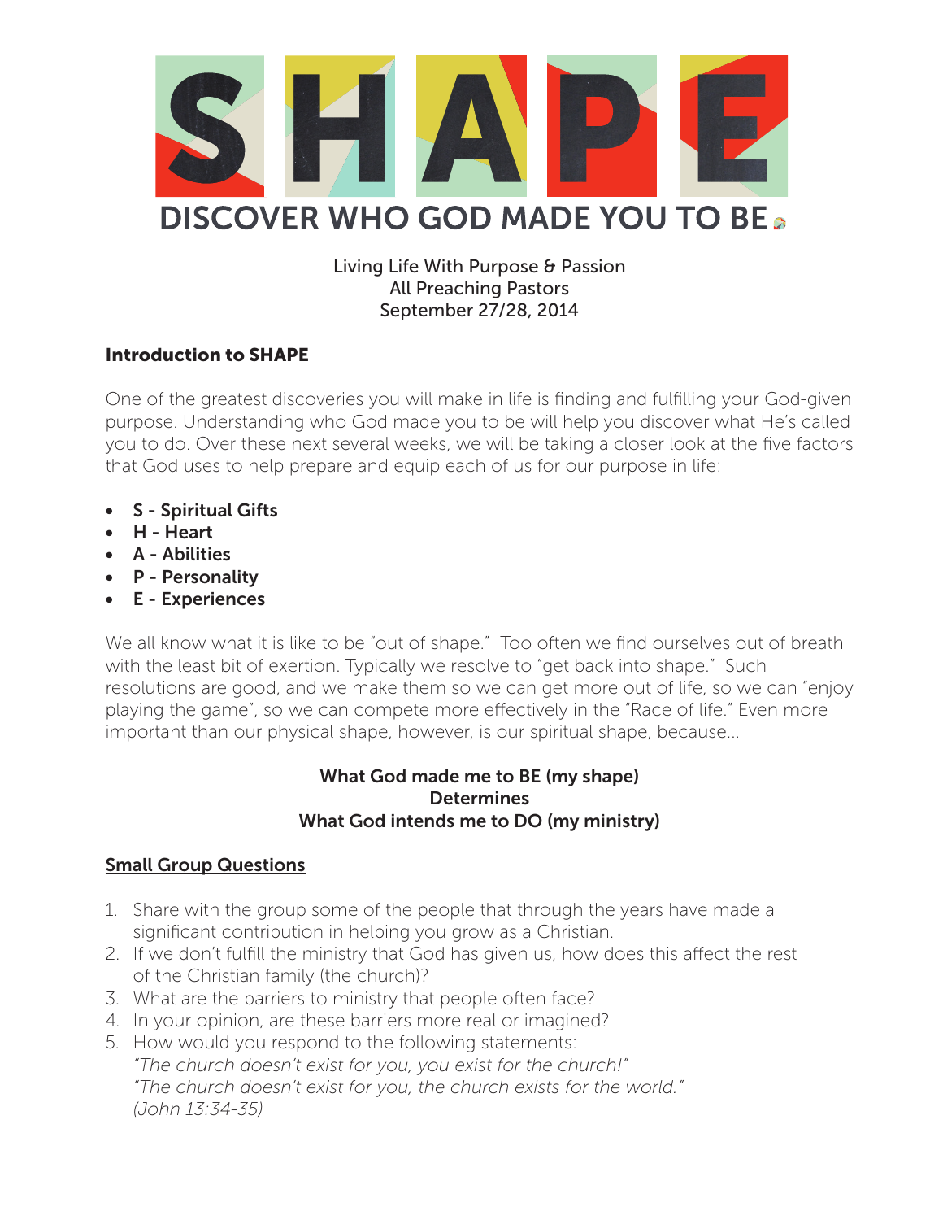# SHAPE

## DISCOVER WHO GOD MADE YOU TO BE

Living Life With Purpose & Passion
All Preaching Pastors
September 27/28, 2014

**Introduction to SHAPE**

One of the greatest discoveries you will make in life is finding and fulfilling your God-given purpose. Understanding who God made you to be will help you discover what He's called you to do. Over these next several weeks, we will be taking a closer look at the five factors that God uses to help prepare and equip each of us for our purpose in life:

- **S - Spiritual Gifts**
- **H - Heart**
- **A - Abilities**
- **P - Personality**
- **E - Experiences**

We all know what it is like to be "out of shape." Too often we find ourselves out of breath with the least bit of exertion. Typically we resolve to "get back into shape." Such resolutions are good, and we make them so we can get more out of life, so we can "enjoy playing the game", so we can compete more effectively in the "Race of life." Even more important than our physical shape, however, is our spiritual shape, because...

**What God made me to BE (my shape)**
**Determines**
**What God intends me to DO (my ministry)**

**Small Group Questions**

1. Share with the group some of the people that through the years have made a significant contribution in helping you grow as a Christian.
2. If we don't fulfill the ministry that God has given us, how does this affect the rest of the Christian family (the church)?
3. What are the barriers to ministry that people often face?
4. In your opinion, are these barriers more real or imagined?
5. How would you respond to the following statements:
   *"The church doesn't exist for you, you exist for the church!"*
   *"The church doesn't exist for you, the church exists for the world."*
   *(John 13:34-35)*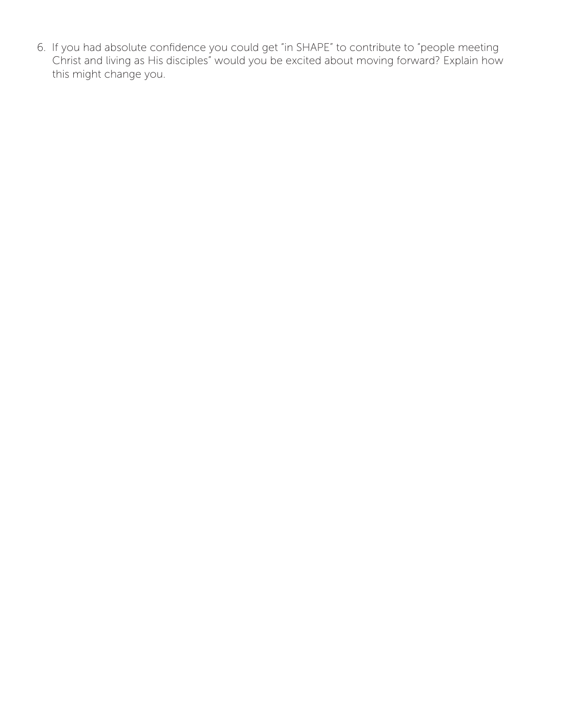6. If you had absolute confidence you could get "in SHAPE" to contribute to "people meeting Christ and living as His disciples" would you be excited about moving forward? Explain how this might change you.